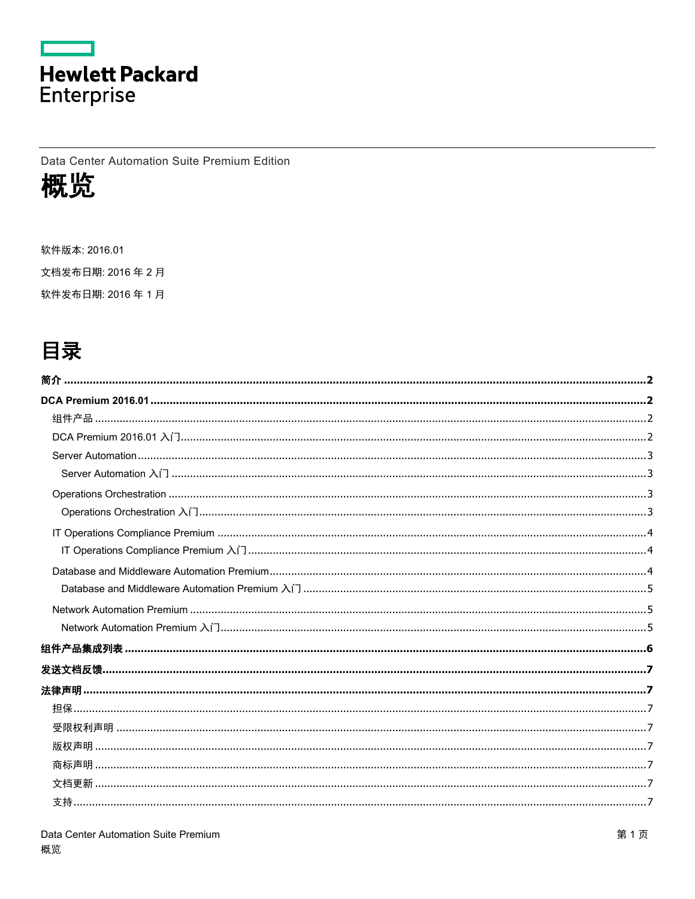Hewlett Packard Enterprise

Data Center Automation Suite Premium Edition

# 概览

软件版本: 2016.01

文档发布日期: 2016 年 2 月

软件发布日期: 2016 年 1 月

# 目录

**简介 ........................................................ 2**

**DCA Premium 2016.01 ........................................................ 2**

- 组件产品 ........................................................ 2
- DCA Premium 2016.01 入门 ........................................................ 2
- Server Automation ........................................................ 3
  - Server Automation 入门 ........................................................ 3
- Operations Orchestration ........................................................ 3
  - Operations Orchestration 入门 ........................................................ 3
- IT Operations Compliance Premium ........................................................ 4
  - IT Operations Compliance Premium 入门 ........................................................ 4
- Database and Middleware Automation Premium ........................................................ 4
  - Database and Middleware Automation Premium 入门 ........................................................ 5
- Network Automation Premium ........................................................ 5
  - Network Automation Premium 入门 ........................................................ 5

**组件产品集成列表 ........................................................ 6**

**发送文档反馈 ........................................................ 7**

**法律声明 ........................................................ 7**

- 担保 ........................................................ 7
- 受限权利声明 ........................................................ 7
- 版权声明 ........................................................ 7
- 商标声明 ........................................................ 7
- 文档更新 ........................................................ 7
- 支持 ........................................................ 7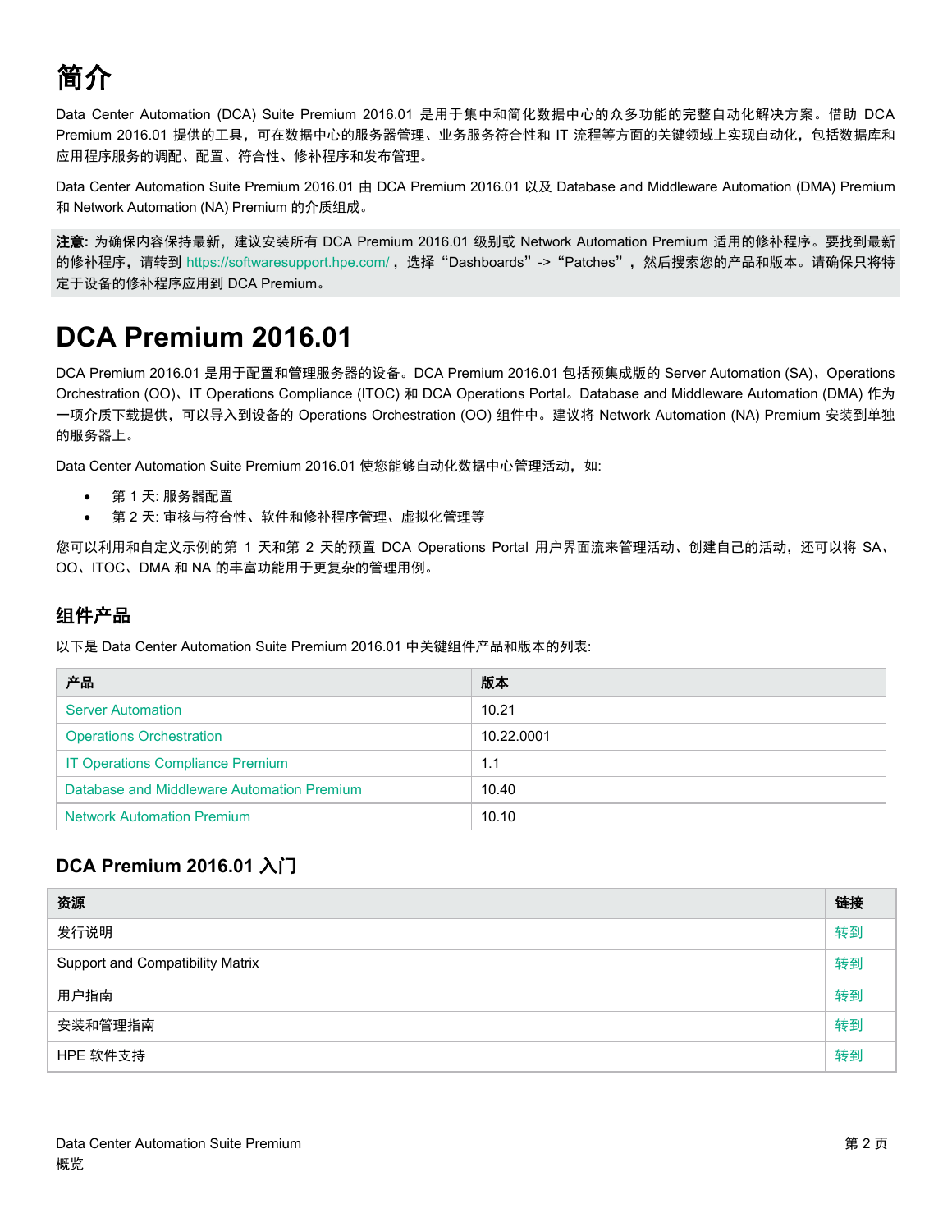# 简介

Data Center Automation (DCA) Suite Premium 2016.01 是用于集中和简化数据中心的众多功能的完整自动化解决方案。借助 DCA Premium 2016.01 提供的工具，可在数据中心的服务器管理、业务服务符合性和 IT 流程等方面的关键领域上实现自动化，包括数据库和应用程序服务的调配、配置、符合性、修补程序和发布管理。

Data Center Automation Suite Premium 2016.01 由 DCA Premium 2016.01 以及 Database and Middleware Automation (DMA) Premium 和 Network Automation (NA) Premium 的介质组成。

**注意:** 为确保内容保持最新，建议安装所有 DCA Premium 2016.01 级别或 Network Automation Premium 适用的修补程序。要找到最新的修补程序，请转到 https://softwaresupport.hpe.com/，选择“Dashboards” -> “Patches”，然后搜索您的产品和版本。请确保只将特定于设备的修补程序应用到 DCA Premium。

# DCA Premium 2016.01

DCA Premium 2016.01 是用于配置和管理服务器的设备。DCA Premium 2016.01 包括预集成版的 Server Automation (SA)、Operations Orchestration (OO)、IT Operations Compliance (ITOC) 和 DCA Operations Portal。Database and Middleware Automation (DMA) 作为一项介质下载提供，可以导入到设备的 Operations Orchestration (OO) 组件中。建议将 Network Automation (NA) Premium 安装到单独的服务器上。

Data Center Automation Suite Premium 2016.01 使您能够自动化数据中心管理活动，如:

- 第 1 天: 服务器配置
- 第 2 天: 审核与符合性、软件和修补程序管理、虚拟化管理等

您可以利用和自定义示例的第 1 天和第 2 天的预置 DCA Operations Portal 用户界面流来管理活动、创建自己的活动，还可以将 SA、OO、ITOC、DMA 和 NA 的丰富功能用于更复杂的管理用例。

## 组件产品

以下是 Data Center Automation Suite Premium 2016.01 中关键组件产品和版本的列表:

| 产品 | 版本 |
|---|---|
| Server Automation | 10.21 |
| Operations Orchestration | 10.22.0001 |
| IT Operations Compliance Premium | 1.1 |
| Database and Middleware Automation Premium | 10.40 |
| Network Automation Premium | 10.10 |

## DCA Premium 2016.01 入门

| 资源 | 链接 |
|---|---|
| 发行说明 | 转到 |
| Support and Compatibility Matrix | 转到 |
| 用户指南 | 转到 |
| 安装和管理指南 | 转到 |
| HPE 软件支持 | 转到 |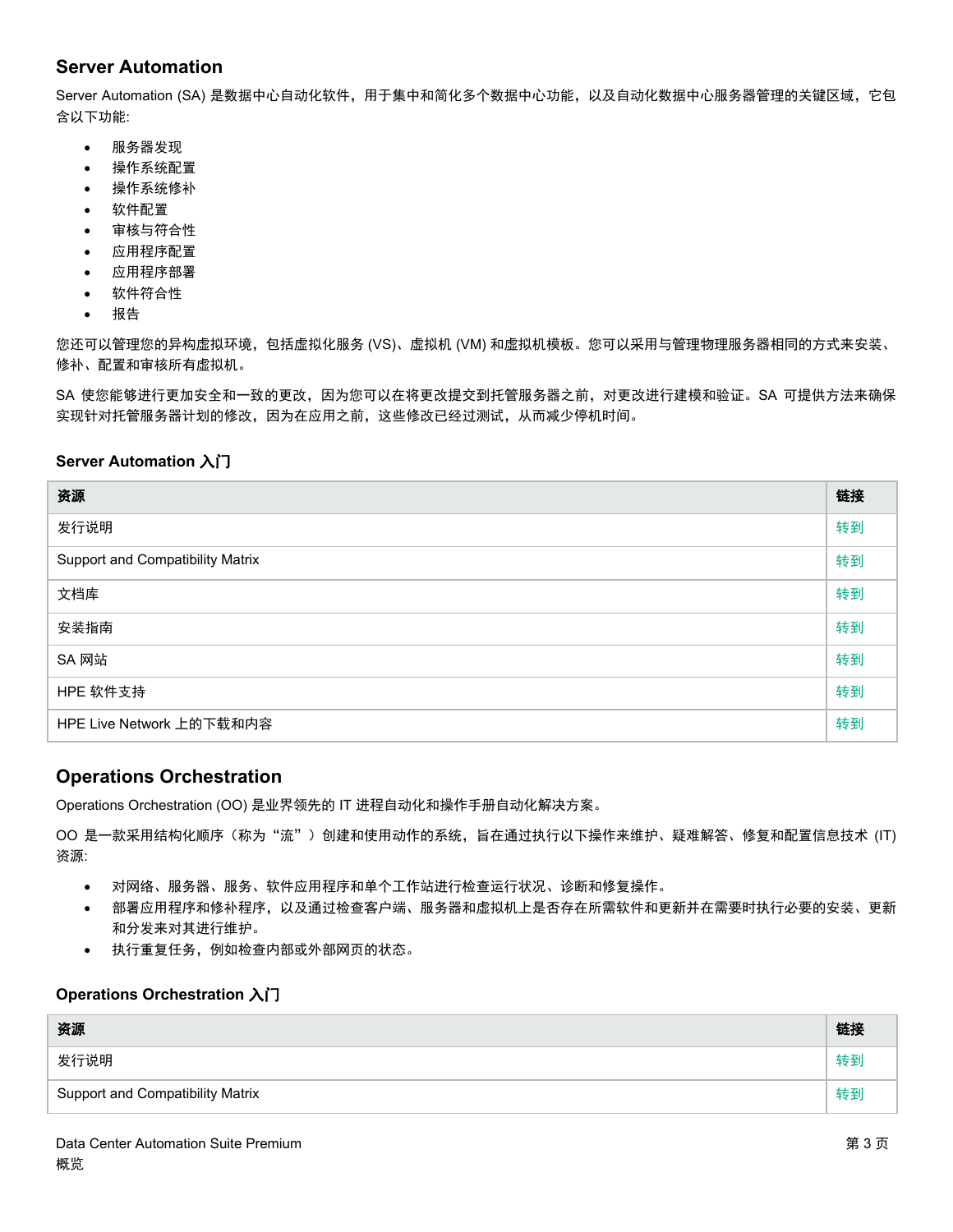## Server Automation

Server Automation (SA) 是数据中心自动化软件，用于集中和简化多个数据中心功能，以及自动化数据中心服务器管理的关键区域，它包含以下功能:

- 服务器发现
- 操作系统配置
- 操作系统修补
- 软件配置
- 审核与符合性
- 应用程序配置
- 应用程序部署
- 软件符合性
- 报告

您还可以管理您的异构虚拟环境，包括虚拟化服务 (VS)、虚拟机 (VM) 和虚拟机模板。您可以采用与管理物理服务器相同的方式来安装、修补、配置和审核所有虚拟机。

SA 使您能够进行更加安全和一致的更改，因为您可以在将更改提交到托管服务器之前，对更改进行建模和验证。SA 可提供方法来确保实现针对托管服务器计划的修改，因为在应用之前，这些修改已经过测试，从而减少停机时间。

### Server Automation 入门

| 资源 | 链接 |
| --- | --- |
| 发行说明 | 转到 |
| Support and Compatibility Matrix | 转到 |
| 文档库 | 转到 |
| 安装指南 | 转到 |
| SA 网站 | 转到 |
| HPE 软件支持 | 转到 |
| HPE Live Network 上的下载和内容 | 转到 |

## Operations Orchestration

Operations Orchestration (OO) 是业界领先的 IT 进程自动化和操作手册自动化解决方案。

OO 是一款采用结构化顺序（称为“流”）创建和使用动作的系统，旨在通过执行以下操作来维护、疑难解答、修复和配置信息技术 (IT) 资源:

- 对网络、服务器、服务、软件应用程序和单个工作站进行检查运行状况、诊断和修复操作。
- 部署应用程序和修补程序，以及通过检查客户端、服务器和虚拟机上是否存在所需软件和更新并在需要时执行必要的安装、更新和分发来对其进行维护。
- 执行重复任务，例如检查内部或外部网页的状态。

### Operations Orchestration 入门

| 资源 | 链接 |
| --- | --- |
| 发行说明 | 转到 |
| Support and Compatibility Matrix | 转到 |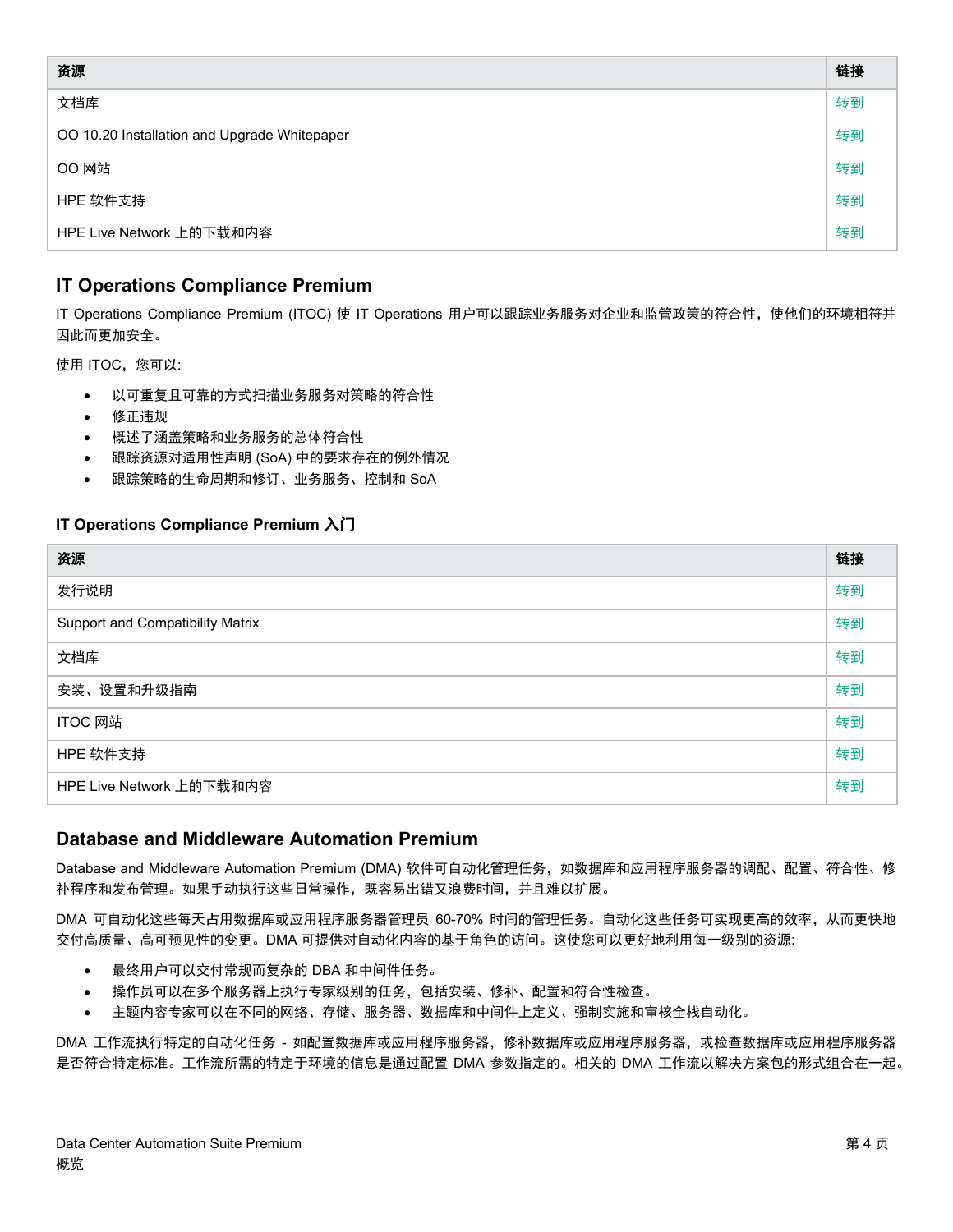| 资源 | 链接 |
| --- | --- |
| 文档库 | 转到 |
| OO 10.20 Installation and Upgrade Whitepaper | 转到 |
| OO 网站 | 转到 |
| HPE 软件支持 | 转到 |
| HPE Live Network 上的下载和内容 | 转到 |

## IT Operations Compliance Premium

IT Operations Compliance Premium (ITOC) 使 IT Operations 用户可以跟踪业务服务对企业和监管政策的符合性，使他们的环境相符并因此而更加安全。

使用 ITOC，您可以:

- 以可重复且可靠的方式扫描业务服务对策略的符合性
- 修正违规
- 概述了涵盖策略和业务服务的总体符合性
- 跟踪资源对适用性声明 (SoA) 中的要求存在的例外情况
- 跟踪策略的生命周期和修订、业务服务、控制和 SoA

### IT Operations Compliance Premium 入门

| 资源 | 链接 |
| --- | --- |
| 发行说明 | 转到 |
| Support and Compatibility Matrix | 转到 |
| 文档库 | 转到 |
| 安装、设置和升级指南 | 转到 |
| ITOC 网站 | 转到 |
| HPE 软件支持 | 转到 |
| HPE Live Network 上的下载和内容 | 转到 |

## Database and Middleware Automation Premium

Database and Middleware Automation Premium (DMA) 软件可自动化管理任务，如数据库和应用程序服务器的调配、配置、符合性、修补程序和发布管理。如果手动执行这些日常操作，既容易出错又浪费时间，并且难以扩展。

DMA 可自动化这些每天占用数据库或应用程序服务器管理员 60-70% 时间的管理任务。自动化这些任务可实现更高的效率，从而更快地交付高质量、高可预见性的变更。DMA 可提供对自动化内容的基于角色的访问。这使您可以更好地利用每一级别的资源:

- 最终用户可以交付常规而复杂的 DBA 和中间件任务。
- 操作员可以在多个服务器上执行专家级别的任务，包括安装、修补、配置和符合性检查。
- 主题内容专家可以在不同的网络、存储、服务器、数据库和中间件上定义、强制实施和审核全栈自动化。

DMA 工作流执行特定的自动化任务 - 如配置数据库或应用程序服务器，修补数据库或应用程序服务器，或检查数据库或应用程序服务器是否符合特定标准。工作流所需的特定于环境的信息是通过配置 DMA 参数指定的。相关的 DMA 工作流以解决方案包的形式组合在一起。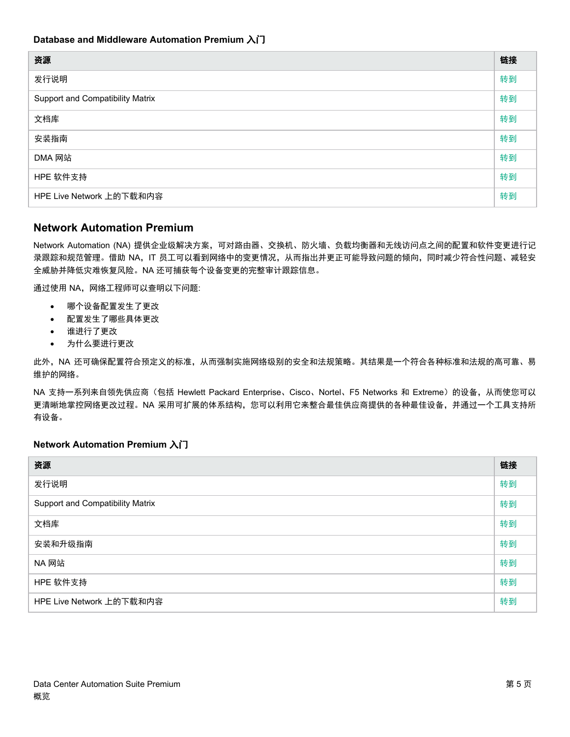### Database and Middleware Automation Premium 入门

| 资源 | 链接 |
| --- | --- |
| 发行说明 | 转到 |
| Support and Compatibility Matrix | 转到 |
| 文档库 | 转到 |
| 安装指南 | 转到 |
| DMA 网站 | 转到 |
| HPE 软件支持 | 转到 |
| HPE Live Network 上的下载和内容 | 转到 |

## Network Automation Premium

Network Automation (NA) 提供企业级解决方案，可对路由器、交换机、防火墙、负载均衡器和无线访问点之间的配置和软件变更进行记录跟踪和规范管理。借助 NA，IT 员工可以看到网络中的变更情况，从而指出并更正可能导致问题的倾向，同时减少符合性问题、减轻安全威胁并降低灾难恢复风险。NA 还可捕获每个设备变更的完整审计跟踪信息。

通过使用 NA，网络工程师可以查明以下问题:

- 哪个设备配置发生了更改
- 配置发生了哪些具体更改
- 谁进行了更改
- 为什么要进行更改

此外，NA 还可确保配置符合预定义的标准，从而强制实施网络级别的安全和法规策略。其结果是一个符合各种标准和法规的高可靠、易维护的网络。

NA 支持一系列来自领先供应商（包括 Hewlett Packard Enterprise、Cisco、Nortel、F5 Networks 和 Extreme）的设备，从而使您可以更清晰地掌控网络更改过程。NA 采用可扩展的体系结构，您可以利用它来整合最佳供应商提供的各种最佳设备，并通过一个工具支持所有设备。

### Network Automation Premium 入门

| 资源 | 链接 |
| --- | --- |
| 发行说明 | 转到 |
| Support and Compatibility Matrix | 转到 |
| 文档库 | 转到 |
| 安装和升级指南 | 转到 |
| NA 网站 | 转到 |
| HPE 软件支持 | 转到 |
| HPE Live Network 上的下载和内容 | 转到 |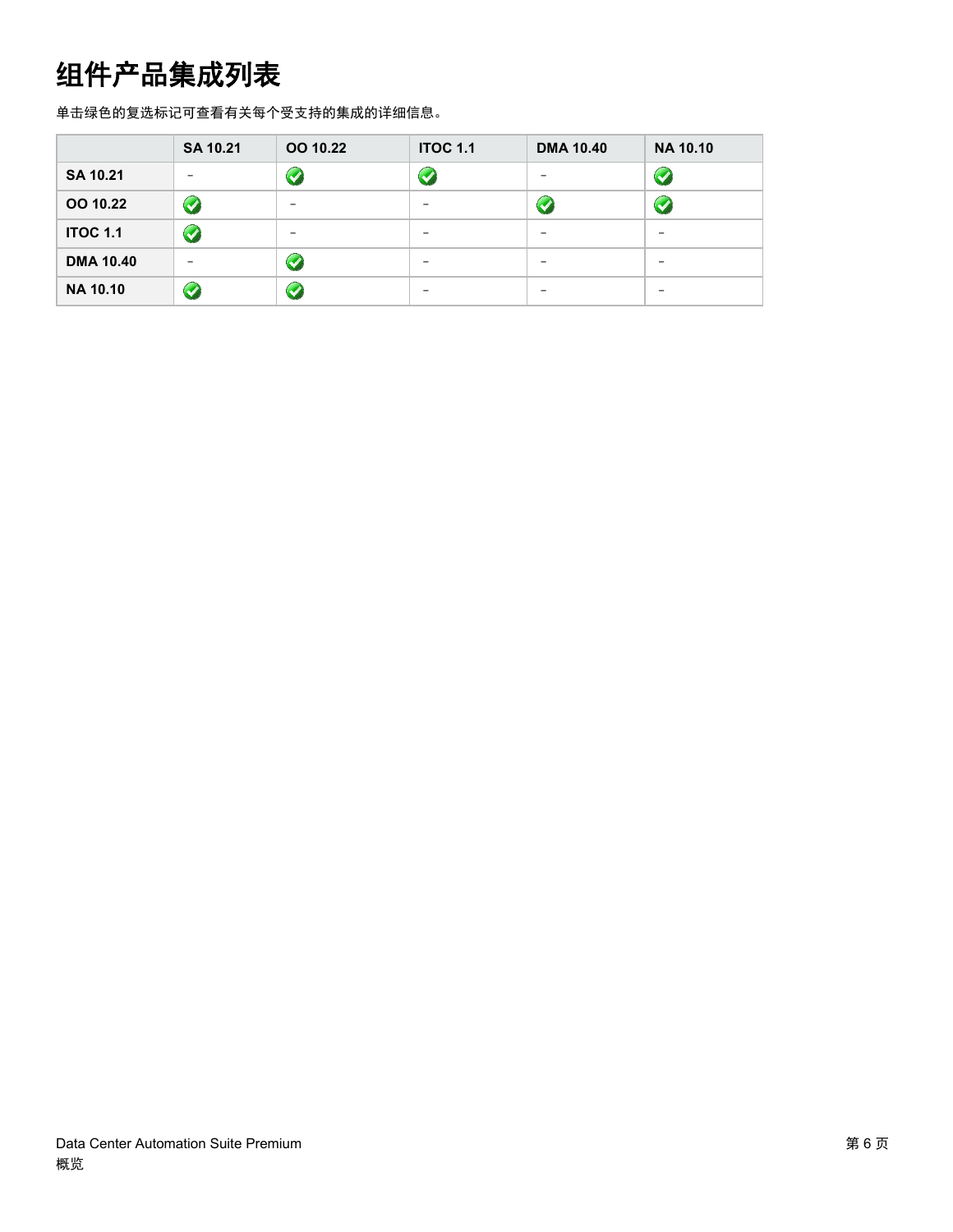# 组件产品集成列表

单击绿色的复选标记可查看有关每个受支持的集成的详细信息。

| | SA 10.21 | OO 10.22 | ITOC 1.1 | DMA 10.40 | NA 10.10 |
|---|---|---|---|---|---|
| **SA 10.21** | - | ✅ | ✅ | - | ✅ |
| **OO 10.22** | ✅ | - | - | ✅ | ✅ |
| **ITOC 1.1** | ✅ | - | - | - | - |
| **DMA 10.40** | - | ✅ | - | - | - |
| **NA 10.10** | ✅ | ✅ | - | - | - |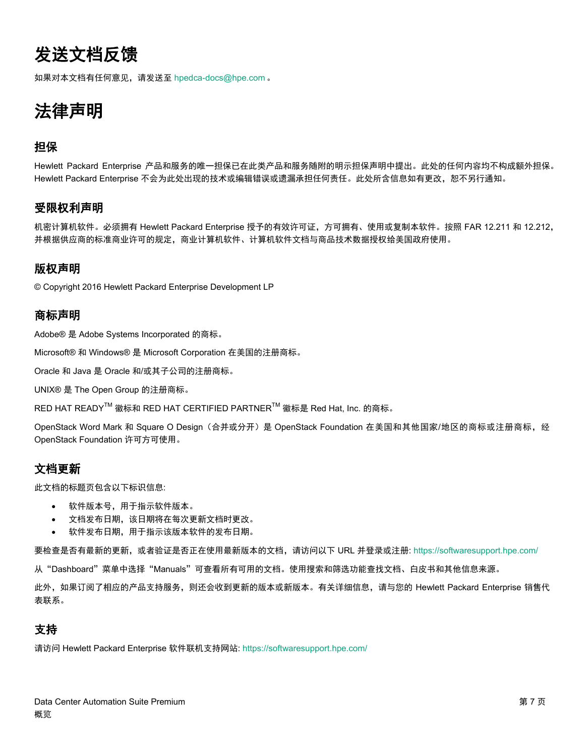# 发送文档反馈

如果对本文档有任何意见，请发送至 hpedca-docs@hpe.com 。

# 法律声明

## 担保

Hewlett Packard Enterprise 产品和服务的唯一担保已在此类产品和服务随附的明示担保声明中提出。此处的任何内容均不构成额外担保。Hewlett Packard Enterprise 不会为此处出现的技术或编辑错误或遗漏承担任何责任。此处所含信息如有更改，恕不另行通知。

## 受限权利声明

机密计算机软件。必须拥有 Hewlett Packard Enterprise 授予的有效许可证，方可拥有、使用或复制本软件。按照 FAR 12.211 和 12.212，并根据供应商的标准商业许可的规定，商业计算机软件、计算机软件文档与商品技术数据授权给美国政府使用。

## 版权声明

© Copyright 2016 Hewlett Packard Enterprise Development LP

## 商标声明

Adobe® 是 Adobe Systems Incorporated 的商标。

Microsoft® 和 Windows® 是 Microsoft Corporation 在美国的注册商标。

Oracle 和 Java 是 Oracle 和/或其子公司的注册商标。

UNIX® 是 The Open Group 的注册商标。

RED HAT READY™ 徽标和 RED HAT CERTIFIED PARTNER™ 徽标是 Red Hat, Inc. 的商标。

OpenStack Word Mark 和 Square O Design（合并或分开）是 OpenStack Foundation 在美国和其他国家/地区的商标或注册商标，经 OpenStack Foundation 许可方可使用。

## 文档更新

此文档的标题页包含以下标识信息:

- 软件版本号，用于指示软件版本。
- 文档发布日期，该日期将在每次更新文档时更改。
- 软件发布日期，用于指示该版本软件的发布日期。

要检查是否有最新的更新，或者验证是否正在使用最新版本的文档，请访问以下 URL 并登录或注册: https://softwaresupport.hpe.com/

从"Dashboard"菜单中选择"Manuals"可查看所有可用的文档。使用搜索和筛选功能查找文档、白皮书和其他信息来源。

此外，如果订阅了相应的产品支持服务，则还会收到更新的版本或新版本。有关详细信息，请与您的 Hewlett Packard Enterprise 销售代表联系。

## 支持

请访问 Hewlett Packard Enterprise 软件联机支持网站: https://softwaresupport.hpe.com/